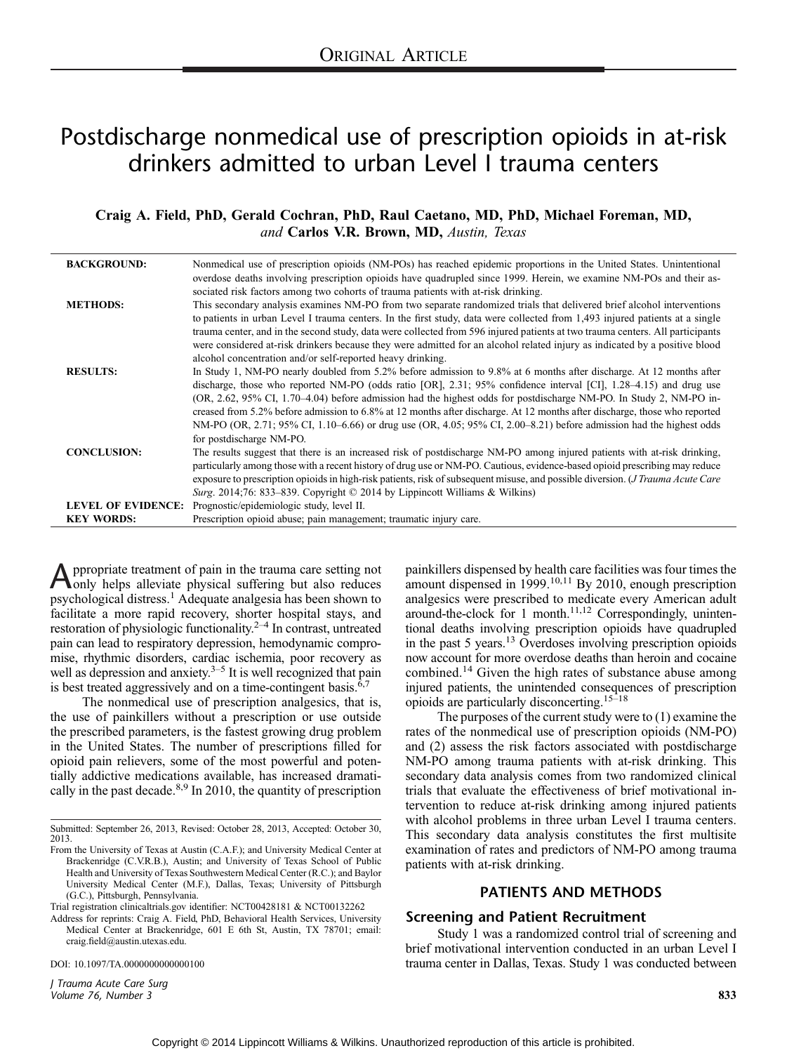ORIGINAL ARTICLE

# Postdischarge nonmedical use of prescription opioids in at-risk drinkers admitted to urban Level I trauma centers

**Craig A. Field, PhD, Gerald Cochran, PhD, Raul Caetano, MD, PhD, Michael Foreman, MD,** *and* **Carlos V.R. Brown, MD,** *Austin, Texas*

**BACKGROUND:** Nonmedical use of prescription opioids (NM-POs) has reached epidemic proportions in the United States. Unintentional overdose deaths involving prescription opioids have quadrupled since 1999. Herein, we examine NM-POs and their associated risk factors among two cohorts of trauma patients with at-risk drinking.

**METHODS:** This secondary analysis examines NM-PO from two separate randomized trials that delivered brief alcohol interventions to patients in urban Level I trauma centers. In the first study, data were collected from 1,493 injured patients at a single trauma center, and in the second study, data were collected from 596 injured patients at two trauma centers. All participants were considered at-risk drinkers because they were admitted for an alcohol related injury as indicated by a positive blood alcohol concentration and/or self-reported heavy drinking.

**RESULTS:** In Study 1, NM-PO nearly doubled from 5.2% before admission to 9.8% at 6 months after discharge. At 12 months after discharge, those who reported NM-PO (odds ratio [OR], 2.31; 95% confidence interval [CI], 1.28–4.15) and drug use (OR, 2.62, 95% CI, 1.70–4.04) before admission had the highest odds for postdischarge NM-PO. In Study 2, NM-PO increased from 5.2% before admission to 6.8% at 12 months after discharge. At 12 months after discharge, those who reported NM-PO (OR, 2.71; 95% CI, 1.10–6.66) or drug use (OR, 4.05; 95% CI, 2.00–8.21) before admission had the highest odds for postdischarge NM-PO.

**CONCLUSION:** The results suggest that there is an increased risk of postdischarge NM-PO among injured patients with at-risk drinking, particularly among those with a recent history of drug use or NM-PO. Cautious, evidence-based opioid prescribing may reduce exposure to prescription opioids in high-risk patients, risk of subsequent misuse, and possible diversion. (*J Trauma Acute Care Surg*. 2014;76: 833–839. Copyright © 2014 by Lippincott Williams & Wilkins)

**LEVEL OF EVIDENCE:** Prognostic/epidemiologic study, level II.

**KEY WORDS:** Prescription opioid abuse; pain management; traumatic injury care.

Appropriate treatment of pain in the trauma care setting not only helps alleviate physical suffering but also reduces psychological distress.[1] Adequate analgesia has been shown to facilitate a more rapid recovery, shorter hospital stays, and restoration of physiologic functionality.[2–4] In contrast, untreated pain can lead to respiratory depression, hemodynamic compromise, rhythmic disorders, cardiac ischemia, poor recovery as well as depression and anxiety.[3–5] It is well recognized that pain is best treated aggressively and on a time-contingent basis.[6,7]

The nonmedical use of prescription analgesics, that is, the use of painkillers without a prescription or use outside the prescribed parameters, is the fastest growing drug problem in the United States. The number of prescriptions filled for opioid pain relievers, some of the most powerful and potentially addictive medications available, has increased dramatically in the past decade.[8,9] In 2010, the quantity of prescription painkillers dispensed by health care facilities was four times the amount dispensed in 1999.[10,11] By 2010, enough prescription analgesics were prescribed to medicate every American adult around-the-clock for 1 month.[11,12] Correspondingly, unintentional deaths involving prescription opioids have quadrupled in the past 5 years.[13] Overdoses involving prescription opioids now account for more overdose deaths than heroin and cocaine combined.[14] Given the high rates of substance abuse among injured patients, the unintended consequences of prescription opioids are particularly disconcerting.[15–18]

The purposes of the current study were to (1) examine the rates of the nonmedical use of prescription opioids (NM-PO) and (2) assess the risk factors associated with postdischarge NM-PO among trauma patients with at-risk drinking. This secondary data analysis comes from two randomized clinical trials that evaluate the effectiveness of brief motivational intervention to reduce at-risk drinking among injured patients with alcohol problems in three urban Level I trauma centers. This secondary data analysis constitutes the first multisite examination of rates and predictors of NM-PO among trauma patients with at-risk drinking.

## PATIENTS AND METHODS

### Screening and Patient Recruitment

Study 1 was a randomized control trial of screening and brief motivational intervention conducted in an urban Level I trauma center in Dallas, Texas. Study 1 was conducted between

Submitted: September 26, 2013, Revised: October 28, 2013, Accepted: October 30, 2013.

From the University of Texas at Austin (C.A.F.); and University Medical Center at Brackenridge (C.V.R.B.), Austin; and University of Texas School of Public Health and University of Texas Southwestern Medical Center (R.C.); and Baylor University Medical Center (M.F.), Dallas, Texas; University of Pittsburgh (G.C.), Pittsburgh, Pennsylvania.

Trial registration clinicaltrials.gov identifier: NCT00428181 & NCT00132262

Address for reprints: Craig A. Field, PhD, Behavioral Health Services, University Medical Center at Brackenridge, 601 E 6th St, Austin, TX 78701; email: craig.field@austin.utexas.edu.

DOI: 10.1097/TA.0000000000000100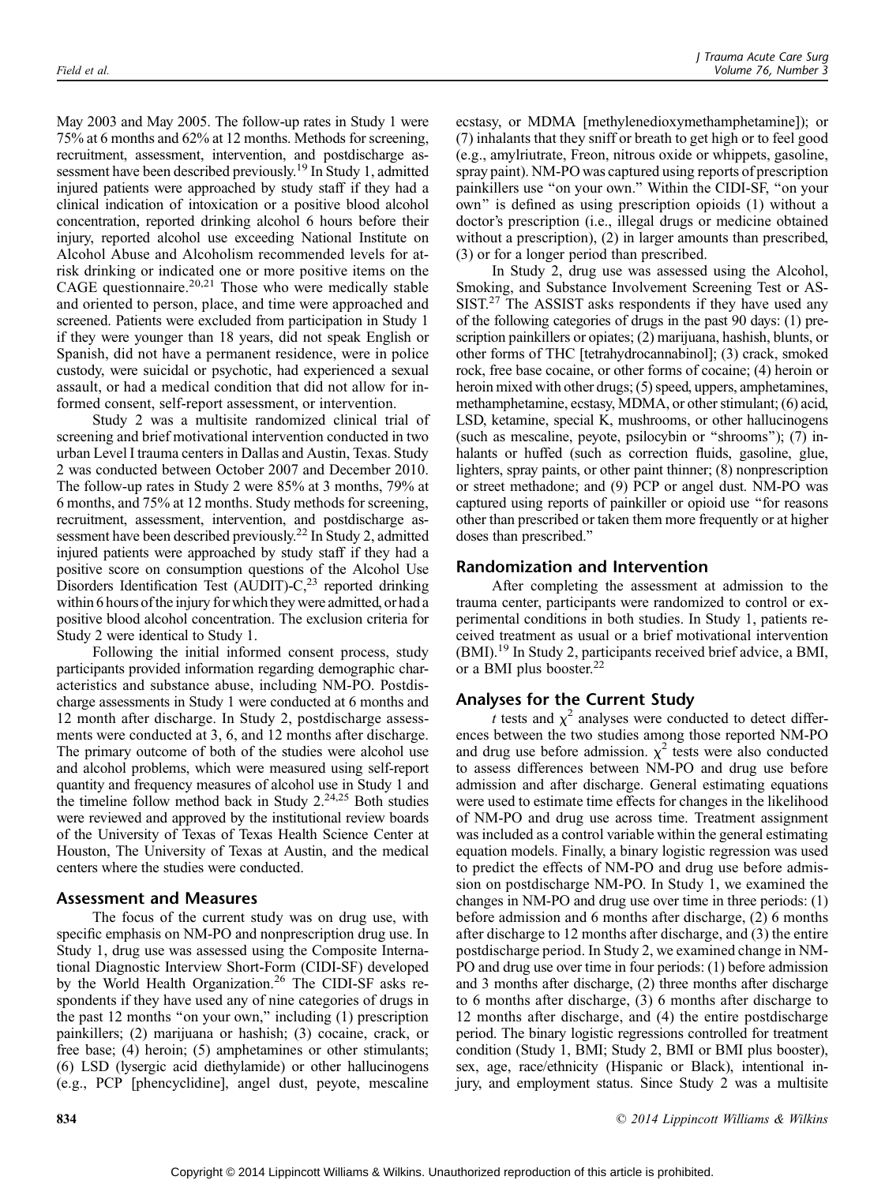May 2003 and May 2005. The follow-up rates in Study 1 were 75% at 6 months and 62% at 12 months. Methods for screening, recruitment, assessment, intervention, and postdischarge assessment have been described previously.[19] In Study 1, admitted injured patients were approached by study staff if they had a clinical indication of intoxication or a positive blood alcohol concentration, reported drinking alcohol 6 hours before their injury, reported alcohol use exceeding National Institute on Alcohol Abuse and Alcoholism recommended levels for at-risk drinking or indicated one or more positive items on the CAGE questionnaire.[20,21] Those who were medically stable and oriented to person, place, and time were approached and screened. Patients were excluded from participation in Study 1 if they were younger than 18 years, did not speak English or Spanish, did not have a permanent residence, were in police custody, were suicidal or psychotic, had experienced a sexual assault, or had a medical condition that did not allow for informed consent, self-report assessment, or intervention.

Study 2 was a multisite randomized clinical trial of screening and brief motivational intervention conducted in two urban Level I trauma centers in Dallas and Austin, Texas. Study 2 was conducted between October 2007 and December 2010. The follow-up rates in Study 2 were 85% at 3 months, 79% at 6 months, and 75% at 12 months. Study methods for screening, recruitment, assessment, intervention, and postdischarge assessment have been described previously.[22] In Study 2, admitted injured patients were approached by study staff if they had a positive score on consumption questions of the Alcohol Use Disorders Identification Test (AUDIT)-C,[23] reported drinking within 6 hours of the injury for which they were admitted, or had a positive blood alcohol concentration. The exclusion criteria for Study 2 were identical to Study 1.

Following the initial informed consent process, study participants provided information regarding demographic characteristics and substance abuse, including NM-PO. Postdischarge assessments in Study 1 were conducted at 6 months and 12 month after discharge. In Study 2, postdischarge assessments were conducted at 3, 6, and 12 months after discharge. The primary outcome of both of the studies were alcohol use and alcohol problems, which were measured using self-report quantity and frequency measures of alcohol use in Study 1 and the timeline follow method back in Study 2.[24,25] Both studies were reviewed and approved by the institutional review boards of the University of Texas of Texas Health Science Center at Houston, The University of Texas at Austin, and the medical centers where the studies were conducted.

## Assessment and Measures

The focus of the current study was on drug use, with specific emphasis on NM-PO and nonprescription drug use. In Study 1, drug use was assessed using the Composite International Diagnostic Interview Short-Form (CIDI-SF) developed by the World Health Organization.[26] The CIDI-SF asks respondents if they have used any of nine categories of drugs in the past 12 months "on your own," including (1) prescription painkillers; (2) marijuana or hashish; (3) cocaine, crack, or free base; (4) heroin; (5) amphetamines or other stimulants; (6) LSD (lysergic acid diethylamide) or other hallucinogens (e.g., PCP [phencyclidine], angel dust, peyote, mescaline ecstasy, or MDMA [methylenedioxymethamphetamine]); or (7) inhalants that they sniff or breath to get high or to feel good (e.g., amylriutrate, Freon, nitrous oxide or whippets, gasoline, spray paint). NM-PO was captured using reports of prescription painkillers use "on your own." Within the CIDI-SF, "on your own" is defined as using prescription opioids (1) without a doctor's prescription (i.e., illegal drugs or medicine obtained without a prescription), (2) in larger amounts than prescribed, (3) or for a longer period than prescribed.

In Study 2, drug use was assessed using the Alcohol, Smoking, and Substance Involvement Screening Test or ASSIST.[27] The ASSIST asks respondents if they have used any of the following categories of drugs in the past 90 days: (1) prescription painkillers or opiates; (2) marijuana, hashish, blunts, or other forms of THC [tetrahydrocannabinol]; (3) crack, smoked rock, free base cocaine, or other forms of cocaine; (4) heroin or heroin mixed with other drugs; (5) speed, uppers, amphetamines, methamphetamine, ecstasy, MDMA, or other stimulant; (6) acid, LSD, ketamine, special K, mushrooms, or other hallucinogens (such as mescaline, peyote, psilocybin or "shrooms"); (7) inhalants or huffed (such as correction fluids, gasoline, glue, lighters, spray paints, or other paint thinner); (8) nonprescription or street methadone; and (9) PCP or angel dust. NM-PO was captured using reports of painkiller or opioid use "for reasons other than prescribed or taken them more frequently or at higher doses than prescribed."

## Randomization and Intervention

After completing the assessment at admission to the trauma center, participants were randomized to control or experimental conditions in both studies. In Study 1, patients received treatment as usual or a brief motivational intervention (BMI).[19] In Study 2, participants received brief advice, a BMI, or a BMI plus booster.[22]

## Analyses for the Current Study

*t* tests and $\chi^2$ analyses were conducted to detect differences between the two studies among those reported NM-PO and drug use before admission. $\chi^2$ tests were also conducted to assess differences between NM-PO and drug use before admission and after discharge. General estimating equations were used to estimate time effects for changes in the likelihood of NM-PO and drug use across time. Treatment assignment was included as a control variable within the general estimating equation models. Finally, a binary logistic regression was used to predict the effects of NM-PO and drug use before admission on postdischarge NM-PO. In Study 1, we examined the changes in NM-PO and drug use over time in three periods: (1) before admission and 6 months after discharge, (2) 6 months after discharge to 12 months after discharge, and (3) the entire postdischarge period. In Study 2, we examined change in NM-PO and drug use over time in four periods: (1) before admission and 3 months after discharge, (2) three months after discharge to 6 months after discharge, (3) 6 months after discharge to 12 months after discharge, and (4) the entire postdischarge period. The binary logistic regressions controlled for treatment condition (Study 1, BMI; Study 2, BMI or BMI plus booster), sex, age, race/ethnicity (Hispanic or Black), intentional injury, and employment status. Since Study 2 was a multisite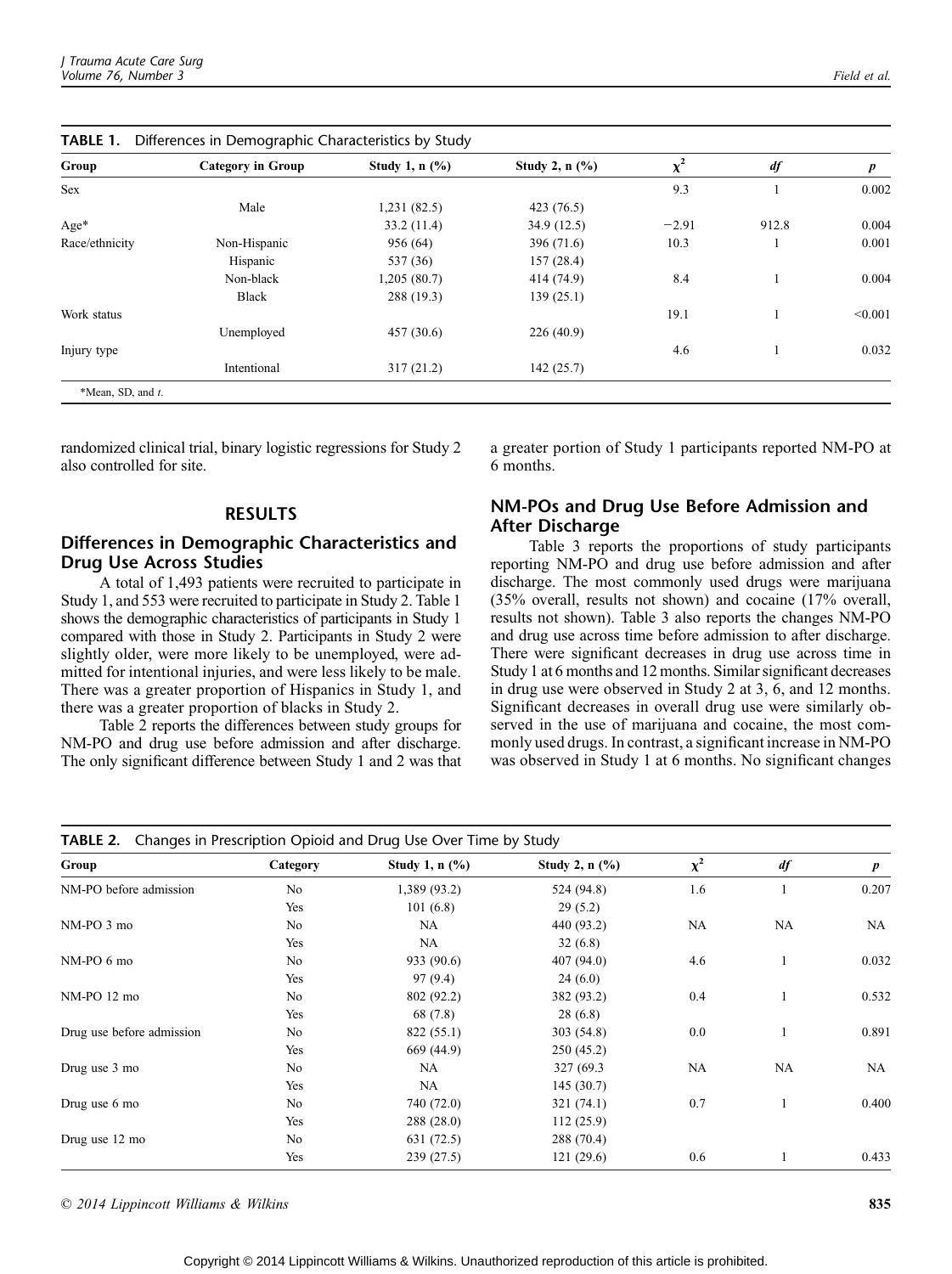**TABLE 1.** Differences in Demographic Characteristics by Study

| Group | Category in Group | Study 1, n (%) | Study 2, n (%) | $\chi^2$ | *df* | *p* |
|---|---|---|---|---|---|---|
| Sex | | | | 9.3 | 1 | 0.002 |
| | Male | 1,231 (82.5) | 423 (76.5) | | | |
| Age* | | 33.2 (11.4) | 34.9 (12.5) | −2.91 | 912.8 | 0.004 |
| Race/ethnicity | Non-Hispanic | 956 (64) | 396 (71.6) | 10.3 | 1 | 0.001 |
| | Hispanic | 537 (36) | 157 (28.4) | | | |
| | Non-black | 1,205 (80.7) | 414 (74.9) | 8.4 | 1 | 0.004 |
| | Black | 288 (19.3) | 139 (25.1) | | | |
| Work status | | | | 19.1 | 1 | <0.001 |
| | Unemployed | 457 (30.6) | 226 (40.9) | | | |
| Injury type | | | | 4.6 | 1 | 0.032 |
| | Intentional | 317 (21.2) | 142 (25.7) | | | |

*Mean, SD, and *t*.

randomized clinical trial, binary logistic regressions for Study 2 also controlled for site.

## RESULTS

### Differences in Demographic Characteristics and Drug Use Across Studies

A total of 1,493 patients were recruited to participate in Study 1, and 553 were recruited to participate in Study 2. Table 1 shows the demographic characteristics of participants in Study 1 compared with those in Study 2. Participants in Study 2 were slightly older, were more likely to be unemployed, were admitted for intentional injuries, and were less likely to be male. There was a greater proportion of Hispanics in Study 1, and there was a greater proportion of blacks in Study 2.

Table 2 reports the differences between study groups for NM-PO and drug use before admission and after discharge. The only significant difference between Study 1 and 2 was that a greater portion of Study 1 participants reported NM-PO at 6 months.

### NM-POs and Drug Use Before Admission and After Discharge

Table 3 reports the proportions of study participants reporting NM-PO and drug use before admission and after discharge. The most commonly used drugs were marijuana (35% overall, results not shown) and cocaine (17% overall, results not shown). Table 3 also reports the changes NM-PO and drug use across time before admission to after discharge. There were significant decreases in drug use across time in Study 1 at 6 months and 12 months. Similar significant decreases in drug use were observed in Study 2 at 3, 6, and 12 months. Significant decreases in overall drug use were similarly observed in the use of marijuana and cocaine, the most commonly used drugs. In contrast, a significant increase in NM-PO was observed in Study 1 at 6 months. No significant changes

**TABLE 2.** Changes in Prescription Opioid and Drug Use Over Time by Study

| Group | Category | Study 1, n (%) | Study 2, n (%) | $\chi^2$ | *df* | *p* |
|---|---|---|---|---|---|---|
| NM-PO before admission | No | 1,389 (93.2) | 524 (94.8) | 1.6 | 1 | 0.207 |
| | Yes | 101 (6.8) | 29 (5.2) | | | |
| NM-PO 3 mo | No | NA | 440 (93.2) | NA | NA | NA |
| | Yes | NA | 32 (6.8) | | | |
| NM-PO 6 mo | No | 933 (90.6) | 407 (94.0) | 4.6 | 1 | 0.032 |
| | Yes | 97 (9.4) | 24 (6.0) | | | |
| NM-PO 12 mo | No | 802 (92.2) | 382 (93.2) | 0.4 | 1 | 0.532 |
| | Yes | 68 (7.8) | 28 (6.8) | | | |
| Drug use before admission | No | 822 (55.1) | 303 (54.8) | 0.0 | 1 | 0.891 |
| | Yes | 669 (44.9) | 250 (45.2) | | | |
| Drug use 3 mo | No | NA | 327 (69.3 | NA | NA | NA |
| | Yes | NA | 145 (30.7) | | | |
| Drug use 6 mo | No | 740 (72.0) | 321 (74.1) | 0.7 | 1 | 0.400 |
| | Yes | 288 (28.0) | 112 (25.9) | | | |
| Drug use 12 mo | No | 631 (72.5) | 288 (70.4) | | | |
| | Yes | 239 (27.5) | 121 (29.6) | 0.6 | 1 | 0.433 |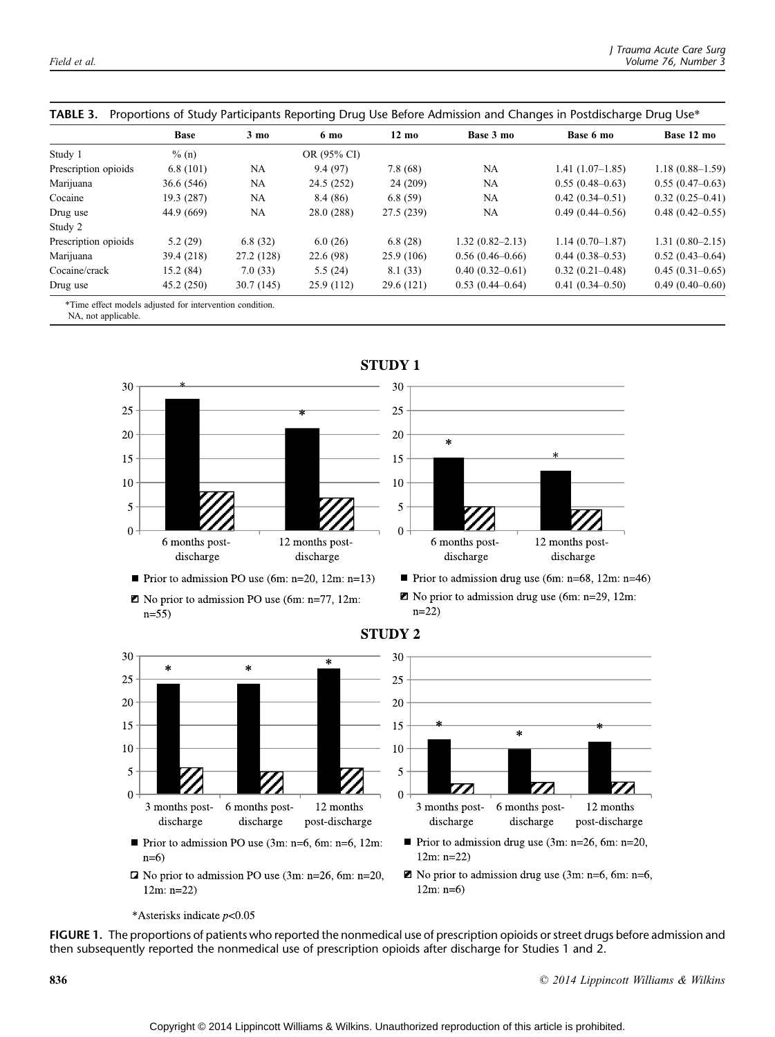**TABLE 3.** Proportions of Study Participants Reporting Drug Use Before Admission and Changes in Postdischarge Drug Use*

| | Base | 3 mo | 6 mo | 12 mo | Base 3 mo | Base 6 mo | Base 12 mo |
|---|---|---|---|---|---|---|---|
| Study 1 | % (n) | | OR (95% CI) | | | | |
| Prescription opioids | 6.8 (101) | NA | 9.4 (97) | 7.8 (68) | NA | 1.41 (1.07–1.85) | 1.18 (0.88–1.59) |
| Marijuana | 36.6 (546) | NA | 24.5 (252) | 24 (209) | NA | 0.55 (0.48–0.63) | 0.55 (0.47–0.63) |
| Cocaine | 19.3 (287) | NA | 8.4 (86) | 6.8 (59) | NA | 0.42 (0.34–0.51) | 0.32 (0.25–0.41) |
| Drug use | 44.9 (669) | NA | 28.0 (288) | 27.5 (239) | NA | 0.49 (0.44–0.56) | 0.48 (0.42–0.55) |
| Study 2 | | | | | | | |
| Prescription opioids | 5.2 (29) | 6.8 (32) | 6.0 (26) | 6.8 (28) | 1.32 (0.82–2.13) | 1.14 (0.70–1.87) | 1.31 (0.80–2.15) |
| Marijuana | 39.4 (218) | 27.2 (128) | 22.6 (98) | 25.9 (106) | 0.56 (0.46–0.66) | 0.44 (0.38–0.53) | 0.52 (0.43–0.64) |
| Cocaine/crack | 15.2 (84) | 7.0 (33) | 5.5 (24) | 8.1 (33) | 0.40 (0.32–0.61) | 0.32 (0.21–0.48) | 0.45 (0.31–0.65) |
| Drug use | 45.2 (250) | 30.7 (145) | 25.9 (112) | 29.6 (121) | 0.53 (0.44–0.64) | 0.41 (0.34–0.50) | 0.49 (0.40–0.60) |

*Time effect models adjusted for intervention condition.
NA, not applicable.

*Asterisks indicate $p<0.05$

**FIGURE 1.** The proportions of patients who reported the nonmedical use of prescription opioids or street drugs before admission and then subsequently reported the nonmedical use of prescription opioids after discharge for Studies 1 and 2.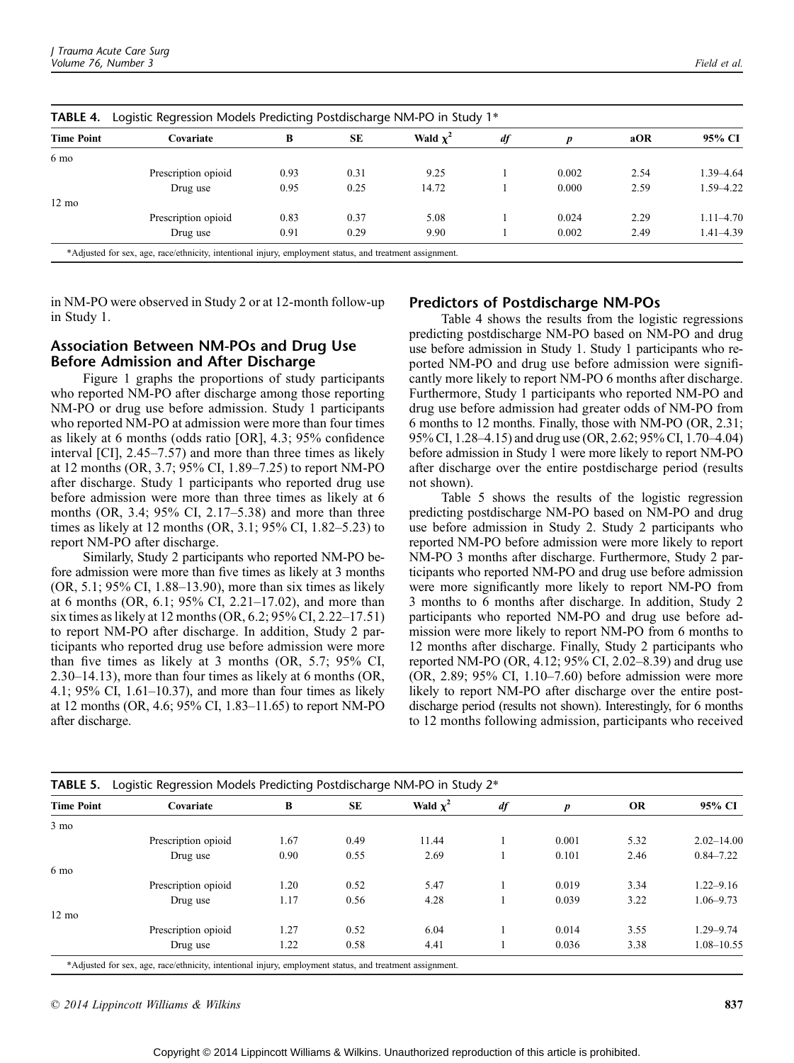**TABLE 4.** Logistic Regression Models Predicting Postdischarge NM-PO in Study 1*

| Time Point | Covariate | B | SE | Wald $\chi^2$ | df | p | aOR | 95% CI |
|---|---|---|---|---|---|---|---|---|
| 6 mo | | | | | | | | |
| | Prescription opioid | 0.93 | 0.31 | 9.25 | 1 | 0.002 | 2.54 | 1.39–4.64 |
| | Drug use | 0.95 | 0.25 | 14.72 | 1 | 0.000 | 2.59 | 1.59–4.22 |
| 12 mo | | | | | | | | |
| | Prescription opioid | 0.83 | 0.37 | 5.08 | 1 | 0.024 | 2.29 | 1.11–4.70 |
| | Drug use | 0.91 | 0.29 | 9.90 | 1 | 0.002 | 2.49 | 1.41–4.39 |

*Adjusted for sex, age, race/ethnicity, intentional injury, employment status, and treatment assignment.

in NM-PO were observed in Study 2 or at 12-month follow-up in Study 1.

## Association Between NM-POs and Drug Use Before Admission and After Discharge

Figure 1 graphs the proportions of study participants who reported NM-PO after discharge among those reporting NM-PO or drug use before admission. Study 1 participants who reported NM-PO at admission were more than four times as likely at 6 months (odds ratio [OR], 4.3; 95% confidence interval [CI], 2.45–7.57) and more than three times as likely at 12 months (OR, 3.7; 95% CI, 1.89–7.25) to report NM-PO after discharge. Study 1 participants who reported drug use before admission were more than three times as likely at 6 months (OR, 3.4; 95% CI, 2.17–5.38) and more than three times as likely at 12 months (OR, 3.1; 95% CI, 1.82–5.23) to report NM-PO after discharge.

Similarly, Study 2 participants who reported NM-PO before admission were more than five times as likely at 3 months (OR, 5.1; 95% CI, 1.88–13.90), more than six times as likely at 6 months (OR, 6.1; 95% CI, 2.21–17.02), and more than six times as likely at 12 months (OR, 6.2; 95% CI, 2.22–17.51) to report NM-PO after discharge. In addition, Study 2 participants who reported drug use before admission were more than five times as likely at 3 months (OR, 5.7; 95% CI, 2.30–14.13), more than four times as likely at 6 months (OR, 4.1; 95% CI, 1.61–10.37), and more than four times as likely at 12 months (OR, 4.6; 95% CI, 1.83–11.65) to report NM-PO after discharge.

## Predictors of Postdischarge NM-POs

Table 4 shows the results from the logistic regressions predicting postdischarge NM-PO based on NM-PO and drug use before admission in Study 1. Study 1 participants who reported NM-PO and drug use before admission were significantly more likely to report NM-PO 6 months after discharge. Furthermore, Study 1 participants who reported NM-PO and drug use before admission had greater odds of NM-PO from 6 months to 12 months. Finally, those with NM-PO (OR, 2.31; 95% CI, 1.28–4.15) and drug use (OR, 2.62; 95% CI, 1.70–4.04) before admission in Study 1 were more likely to report NM-PO after discharge over the entire postdischarge period (results not shown).

Table 5 shows the results of the logistic regression predicting postdischarge NM-PO based on NM-PO and drug use before admission in Study 2. Study 2 participants who reported NM-PO before admission were more likely to report NM-PO 3 months after discharge. Furthermore, Study 2 participants who reported NM-PO and drug use before admission were more significantly more likely to report NM-PO from 3 months to 6 months after discharge. In addition, Study 2 participants who reported NM-PO and drug use before admission were more likely to report NM-PO from 6 months to 12 months after discharge. Finally, Study 2 participants who reported NM-PO (OR, 4.12; 95% CI, 2.02–8.39) and drug use (OR, 2.89; 95% CI, 1.10–7.60) before admission were more likely to report NM-PO after discharge over the entire postdischarge period (results not shown). Interestingly, for 6 months to 12 months following admission, participants who received

**TABLE 5.** Logistic Regression Models Predicting Postdischarge NM-PO in Study 2*

| Time Point | Covariate | B | SE | Wald $\chi^2$ | df | p | OR | 95% CI |
|---|---|---|---|---|---|---|---|---|
| 3 mo | | | | | | | | |
| | Prescription opioid | 1.67 | 0.49 | 11.44 | 1 | 0.001 | 5.32 | 2.02–14.00 |
| | Drug use | 0.90 | 0.55 | 2.69 | 1 | 0.101 | 2.46 | 0.84–7.22 |
| 6 mo | | | | | | | | |
| | Prescription opioid | 1.20 | 0.52 | 5.47 | 1 | 0.019 | 3.34 | 1.22–9.16 |
| | Drug use | 1.17 | 0.56 | 4.28 | 1 | 0.039 | 3.22 | 1.06–9.73 |
| 12 mo | | | | | | | | |
| | Prescription opioid | 1.27 | 0.52 | 6.04 | 1 | 0.014 | 3.55 | 1.29–9.74 |
| | Drug use | 1.22 | 0.58 | 4.41 | 1 | 0.036 | 3.38 | 1.08–10.55 |

*Adjusted for sex, age, race/ethnicity, intentional injury, employment status, and treatment assignment.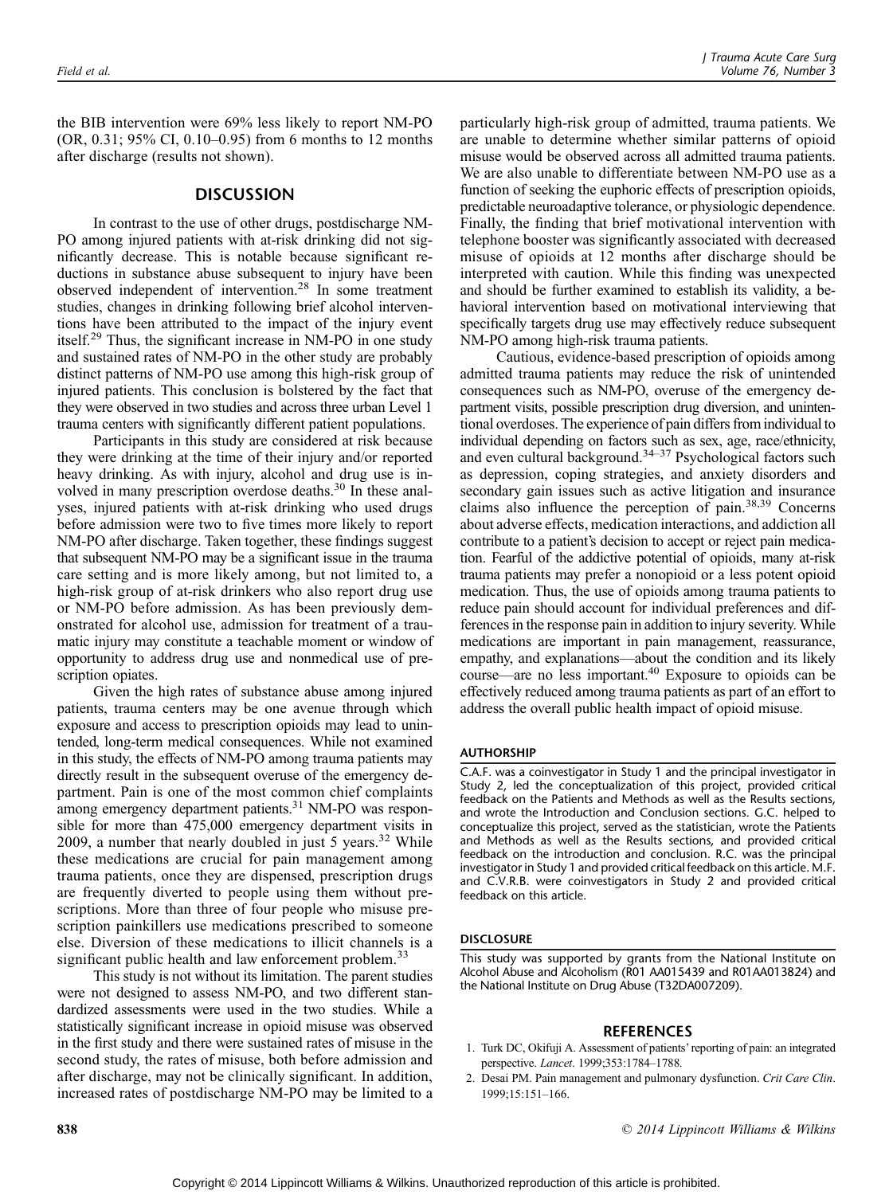the BIB intervention were 69% less likely to report NM-PO (OR, 0.31; 95% CI, 0.10–0.95) from 6 months to 12 months after discharge (results not shown).

## DISCUSSION

In contrast to the use of other drugs, postdischarge NM-PO among injured patients with at-risk drinking did not significantly decrease. This is notable because significant reductions in substance abuse subsequent to injury have been observed independent of intervention.[28] In some treatment studies, changes in drinking following brief alcohol interventions have been attributed to the impact of the injury event itself.[29] Thus, the significant increase in NM-PO in one study and sustained rates of NM-PO in the other study are probably distinct patterns of NM-PO use among this high-risk group of injured patients. This conclusion is bolstered by the fact that they were observed in two studies and across three urban Level 1 trauma centers with significantly different patient populations.

Participants in this study are considered at risk because they were drinking at the time of their injury and/or reported heavy drinking. As with injury, alcohol and drug use is involved in many prescription overdose deaths.[30] In these analyses, injured patients with at-risk drinking who used drugs before admission were two to five times more likely to report NM-PO after discharge. Taken together, these findings suggest that subsequent NM-PO may be a significant issue in the trauma care setting and is more likely among, but not limited to, a high-risk group of at-risk drinkers who also report drug use or NM-PO before admission. As has been previously demonstrated for alcohol use, admission for treatment of a traumatic injury may constitute a teachable moment or window of opportunity to address drug use and nonmedical use of prescription opiates.

Given the high rates of substance abuse among injured patients, trauma centers may be one avenue through which exposure and access to prescription opioids may lead to unintended, long-term medical consequences. While not examined in this study, the effects of NM-PO among trauma patients may directly result in the subsequent overuse of the emergency department. Pain is one of the most common chief complaints among emergency department patients.[31] NM-PO was responsible for more than 475,000 emergency department visits in 2009, a number that nearly doubled in just 5 years.[32] While these medications are crucial for pain management among trauma patients, once they are dispensed, prescription drugs are frequently diverted to people using them without prescriptions. More than three of four people who misuse prescription painkillers use medications prescribed to someone else. Diversion of these medications to illicit channels is a significant public health and law enforcement problem.[33]

This study is not without its limitation. The parent studies were not designed to assess NM-PO, and two different standardized assessments were used in the two studies. While a statistically significant increase in opioid misuse was observed in the first study and there were sustained rates of misuse in the second study, the rates of misuse, both before admission and after discharge, may not be clinically significant. In addition, increased rates of postdischarge NM-PO may be limited to a particularly high-risk group of admitted, trauma patients. We are unable to determine whether similar patterns of opioid misuse would be observed across all admitted trauma patients. We are also unable to differentiate between NM-PO use as a function of seeking the euphoric effects of prescription opioids, predictable neuroadaptive tolerance, or physiologic dependence. Finally, the finding that brief motivational intervention with telephone booster was significantly associated with decreased misuse of opioids at 12 months after discharge should be interpreted with caution. While this finding was unexpected and should be further examined to establish its validity, a behavioral intervention based on motivational interviewing that specifically targets drug use may effectively reduce subsequent NM-PO among high-risk trauma patients.

Cautious, evidence-based prescription of opioids among admitted trauma patients may reduce the risk of unintended consequences such as NM-PO, overuse of the emergency department visits, possible prescription drug diversion, and unintentional overdoses. The experience of pain differs from individual to individual depending on factors such as sex, age, race/ethnicity, and even cultural background.[34–37] Psychological factors such as depression, coping strategies, and anxiety disorders and secondary gain issues such as active litigation and insurance claims also influence the perception of pain.[38,39] Concerns about adverse effects, medication interactions, and addiction all contribute to a patient's decision to accept or reject pain medication. Fearful of the addictive potential of opioids, many at-risk trauma patients may prefer a nonopioid or a less potent opioid medication. Thus, the use of opioids among trauma patients to reduce pain should account for individual preferences and differences in the response pain in addition to injury severity. While medications are important in pain management, reassurance, empathy, and explanations—about the condition and its likely course—are no less important.[40] Exposure to opioids can be effectively reduced among trauma patients as part of an effort to address the overall public health impact of opioid misuse.

### AUTHORSHIP

C.A.F. was a coinvestigator in Study 1 and the principal investigator in Study 2, led the conceptualization of this project, provided critical feedback on the Patients and Methods as well as the Results sections, and wrote the Introduction and Conclusion sections. G.C. helped to conceptualize this project, served as the statistician, wrote the Patients and Methods as well as the Results sections, and provided critical feedback on the introduction and conclusion. R.C. was the principal investigator in Study 1 and provided critical feedback on this article. M.F. and C.V.R.B. were coinvestigators in Study 2 and provided critical feedback on this article.

### DISCLOSURE

This study was supported by grants from the National Institute on Alcohol Abuse and Alcoholism (R01 AA015439 and R01AA013824) and the National Institute on Drug Abuse (T32DA007209).

## REFERENCES

1. Turk DC, Okifuji A. Assessment of patients' reporting of pain: an integrated perspective. *Lancet*. 1999;353:1784–1788.
2. Desai PM. Pain management and pulmonary dysfunction. *Crit Care Clin*. 1999;15:151–166.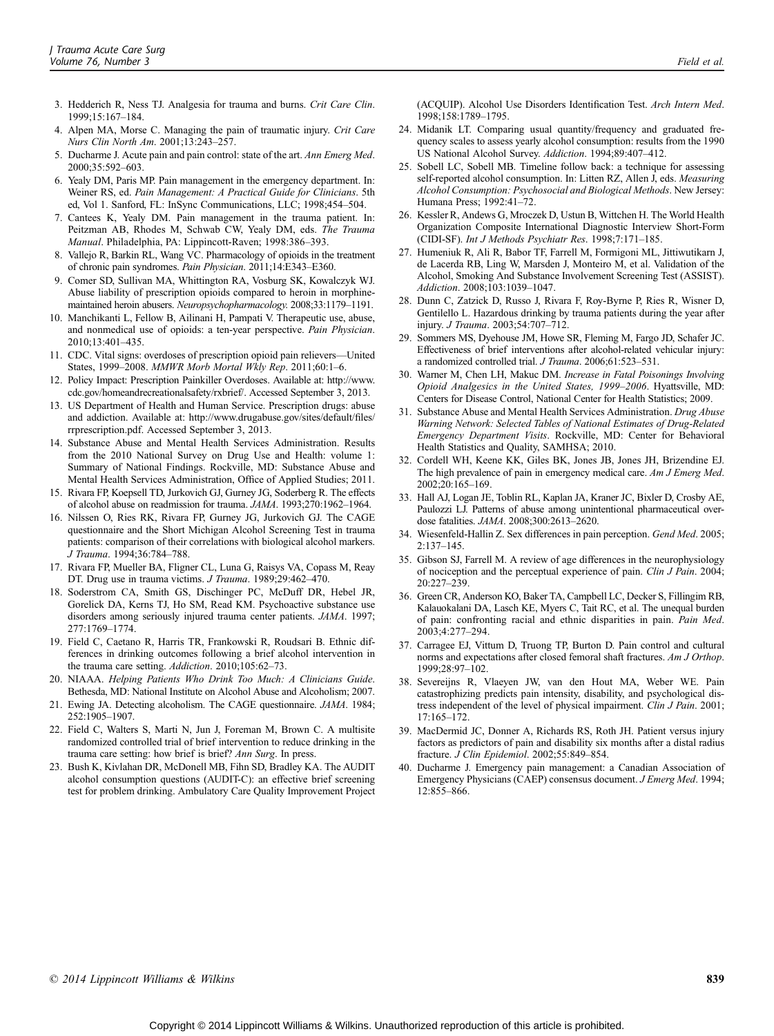3. Hedderich R, Ness TJ. Analgesia for trauma and burns. *Crit Care Clin*. 1999;15:167–184.
4. Alpen MA, Morse C. Managing the pain of traumatic injury. *Crit Care Nurs Clin North Am*. 2001;13:243–257.
5. Ducharme J. Acute pain and pain control: state of the art. *Ann Emerg Med*. 2000;35:592–603.
6. Yealy DM, Paris MP. Pain management in the emergency department. In: Weiner RS, ed. *Pain Management: A Practical Guide for Clinicians*. 5th ed, Vol 1. Sanford, FL: InSync Communications, LLC; 1998;454–504.
7. Cantees K, Yealy DM. Pain management in the trauma patient. In: Peitzman AB, Rhodes M, Schwab CW, Yealy DM, eds. *The Trauma Manual*. Philadelphia, PA: Lippincott-Raven; 1998:386–393.
8. Vallejo R, Barkin RL, Wang VC. Pharmacology of opioids in the treatment of chronic pain syndromes. *Pain Physician*. 2011;14:E343–E360.
9. Comer SD, Sullivan MA, Whittington RA, Vosburg SK, Kowalczyk WJ. Abuse liability of prescription opioids compared to heroin in morphine-maintained heroin abusers. *Neuropsychopharmacology*. 2008;33:1179–1191.
10. Manchikanti L, Fellow B, Ailinani H, Pampati V. Therapeutic use, abuse, and nonmedical use of opioids: a ten-year perspective. *Pain Physician*. 2010;13:401–435.
11. CDC. Vital signs: overdoses of prescription opioid pain relievers—United States, 1999–2008. *MMWR Morb Mortal Wkly Rep*. 2011;60:1–6.
12. Policy Impact: Prescription Painkiller Overdoses. Available at: http://www.cdc.gov/homeandrecreationalsafety/rxbrief/. Accessed September 3, 2013.
13. US Department of Health and Human Service. Prescription drugs: abuse and addiction. Available at: http://www.drugabuse.gov/sites/default/files/rrprescription.pdf. Accessed September 3, 2013.
14. Substance Abuse and Mental Health Services Administration. Results from the 2010 National Survey on Drug Use and Health: volume 1: Summary of National Findings. Rockville, MD: Substance Abuse and Mental Health Services Administration, Office of Applied Studies; 2011.
15. Rivara FP, Koepsell TD, Jurkovich GJ, Gurney JG, Soderberg R. The effects of alcohol abuse on readmission for trauma. *JAMA*. 1993;270:1962–1964.
16. Nilssen O, Ries RK, Rivara FP, Gurney JG, Jurkovich GJ. The CAGE questionnaire and the Short Michigan Alcohol Screening Test in trauma patients: comparison of their correlations with biological alcohol markers. *J Trauma*. 1994;36:784–788.
17. Rivara FP, Mueller BA, Fligner CL, Luna G, Raisys VA, Copass M, Reay DT. Drug use in trauma victims. *J Trauma*. 1989;29:462–470.
18. Soderstrom CA, Smith GS, Dischinger PC, McDuff DR, Hebel JR, Gorelick DA, Kerns TJ, Ho SM, Read KM. Psychoactive substance use disorders among seriously injured trauma center patients. *JAMA*. 1997; 277:1769–1774.
19. Field C, Caetano R, Harris TR, Frankowski R, Roudsari B. Ethnic differences in drinking outcomes following a brief alcohol intervention in the trauma care setting. *Addiction*. 2010;105:62–73.
20. NIAAA. *Helping Patients Who Drink Too Much: A Clinicians Guide*. Bethesda, MD: National Institute on Alcohol Abuse and Alcoholism; 2007.
21. Ewing JA. Detecting alcoholism. The CAGE questionnaire. *JAMA*. 1984; 252:1905–1907.
22. Field C, Walters S, Marti N, Jun J, Foreman M, Brown C. A multisite randomized controlled trial of brief intervention to reduce drinking in the trauma care setting: how brief is brief? *Ann Surg*. In press.
23. Bush K, Kivlahan DR, McDonell MB, Fihn SD, Bradley KA. The AUDIT alcohol consumption questions (AUDIT-C): an effective brief screening test for problem drinking. Ambulatory Care Quality Improvement Project (ACQUIP). Alcohol Use Disorders Identification Test. *Arch Intern Med*. 1998;158:1789–1795.
24. Midanik LT. Comparing usual quantity/frequency and graduated frequency scales to assess yearly alcohol consumption: results from the 1990 US National Alcohol Survey. *Addiction*. 1994;89:407–412.
25. Sobell LC, Sobell MB. Timeline follow back: a technique for assessing self-reported alcohol consumption. In: Litten RZ, Allen J, eds. *Measuring Alcohol Consumption: Psychosocial and Biological Methods*. New Jersey: Humana Press; 1992:41–72.
26. Kessler R, Andews G, Mroczek D, Ustun B, Wittchen H. The World Health Organization Composite International Diagnostic Interview Short-Form (CIDI-SF). *Int J Methods Psychiatr Res*. 1998;7:171–185.
27. Humeniuk R, Ali R, Babor TF, Farrell M, Formigoni ML, Jittiwutikarn J, de Lacerda RB, Ling W, Marsden J, Monteiro M, et al. Validation of the Alcohol, Smoking And Substance Involvement Screening Test (ASSIST). *Addiction*. 2008;103:1039–1047.
28. Dunn C, Zatzick D, Russo J, Rivara F, Roy-Byrne P, Ries R, Wisner D, Gentilello L. Hazardous drinking by trauma patients during the year after injury. *J Trauma*. 2003;54:707–712.
29. Sommers MS, Dyehouse JM, Howe SR, Fleming M, Fargo JD, Schafer JC. Effectiveness of brief interventions after alcohol-related vehicular injury: a randomized controlled trial. *J Trauma*. 2006;61:523–531.
30. Warner M, Chen LH, Makuc DM. *Increase in Fatal Poisonings Involving Opioid Analgesics in the United States, 1999–2006*. Hyattsville, MD: Centers for Disease Control, National Center for Health Statistics; 2009.
31. Substance Abuse and Mental Health Services Administration. *Drug Abuse Warning Network: Selected Tables of National Estimates of Drug-Related Emergency Department Visits*. Rockville, MD: Center for Behavioral Health Statistics and Quality, SAMHSA; 2010.
32. Cordell WH, Keene KK, Giles BK, Jones JB, Jones JH, Brizendine EJ. The high prevalence of pain in emergency medical care. *Am J Emerg Med*. 2002;20:165–169.
33. Hall AJ, Logan JE, Toblin RL, Kaplan JA, Kraner JC, Bixler D, Crosby AE, Paulozzi LJ. Patterns of abuse among unintentional pharmaceutical overdose fatalities. *JAMA*. 2008;300:2613–2620.
34. Wiesenfeld-Hallin Z. Sex differences in pain perception. *Gend Med*. 2005; 2:137–145.
35. Gibson SJ, Farrell M. A review of age differences in the neurophysiology of nociception and the perceptual experience of pain. *Clin J Pain*. 2004; 20:227–239.
36. Green CR, Anderson KO, Baker TA, Campbell LC, Decker S, Fillingim RB, Kalauokalani DA, Lasch KE, Myers C, Tait RC, et al. The unequal burden of pain: confronting racial and ethnic disparities in pain. *Pain Med*. 2003;4:277–294.
37. Carragee EJ, Vittum D, Truong TP, Burton D. Pain control and cultural norms and expectations after closed femoral shaft fractures. *Am J Orthop*. 1999;28:97–102.
38. Severeijns R, Vlaeyen JW, van den Hout MA, Weber WE. Pain catastrophizing predicts pain intensity, disability, and psychological distress independent of the level of physical impairment. *Clin J Pain*. 2001; 17:165–172.
39. MacDermid JC, Donner A, Richards RS, Roth JH. Patient versus injury factors as predictors of pain and disability six months after a distal radius fracture. *J Clin Epidemiol*. 2002;55:849–854.
40. Ducharme J. Emergency pain management: a Canadian Association of Emergency Physicians (CAEP) consensus document. *J Emerg Med*. 1994; 12:855–866.